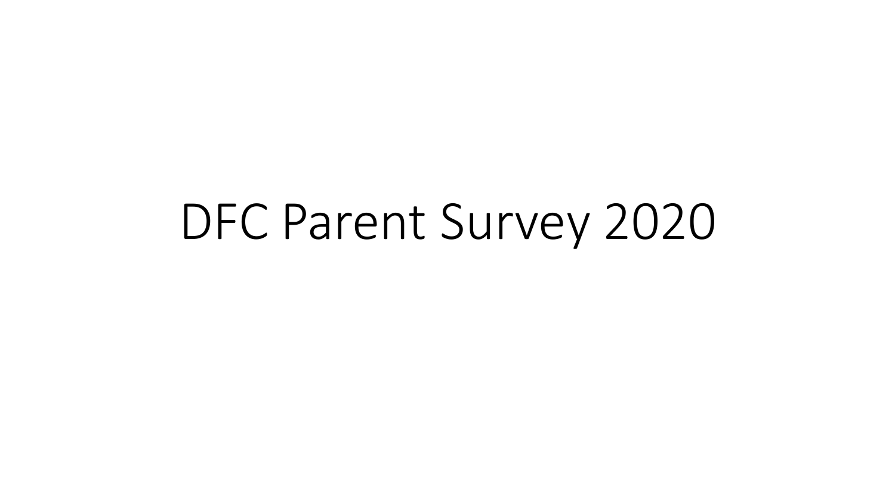# DFC Parent Survey 2020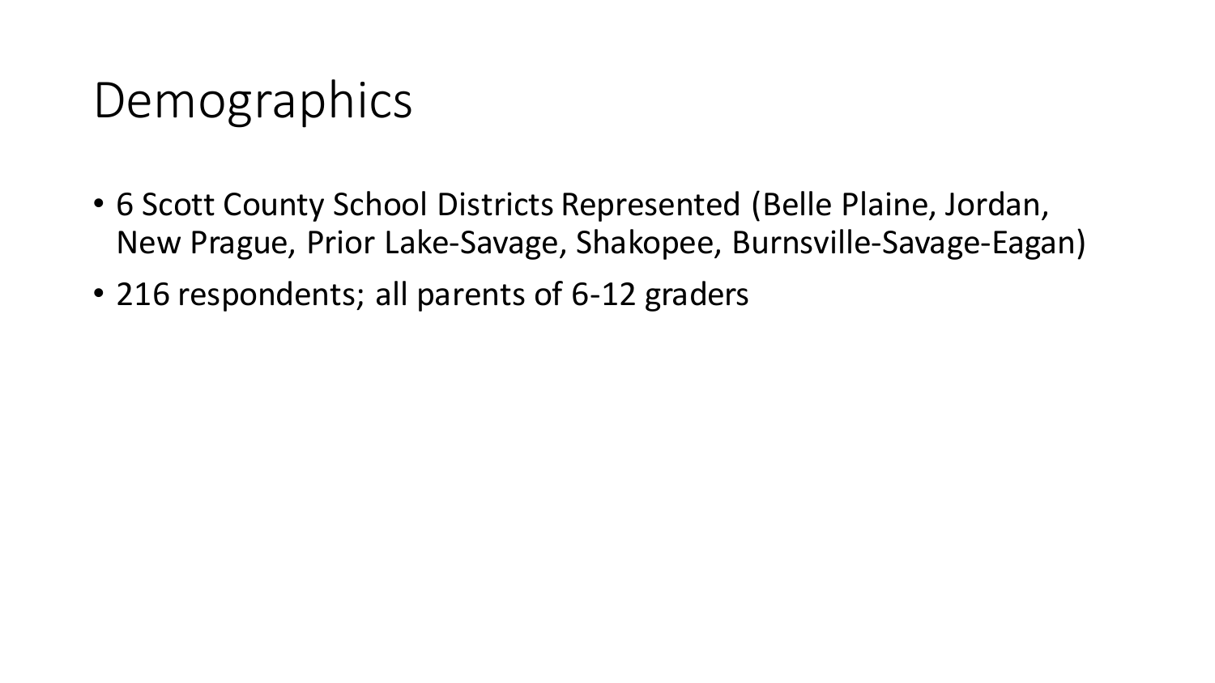# Demographics

- 6 Scott County School Districts Represented (Belle Plaine, Jordan, New Prague, Prior Lake-Savage, Shakopee, Burnsville-Savage-Eagan)
- 216 respondents; all parents of 6-12 graders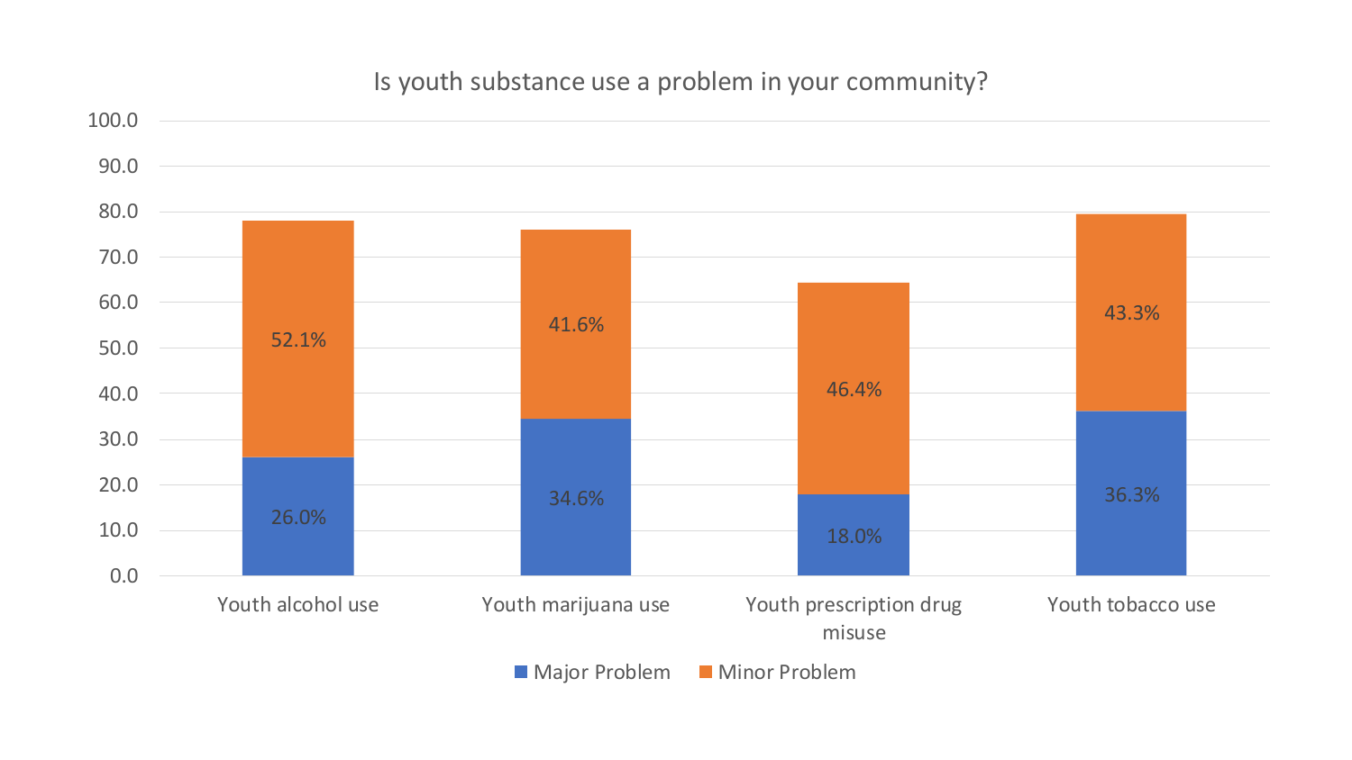## Is youth substance use a problem in your community?

| | Major Problem | Minor Problem |
|---|---|---|
| Youth alcohol use | 26.0% | 52.1% |
| Youth marijuana use | 34.6% | 41.6% |
| Youth prescription drug misuse | 18.0% | 46.4% |
| Youth tobacco use | 36.3% | 43.3% |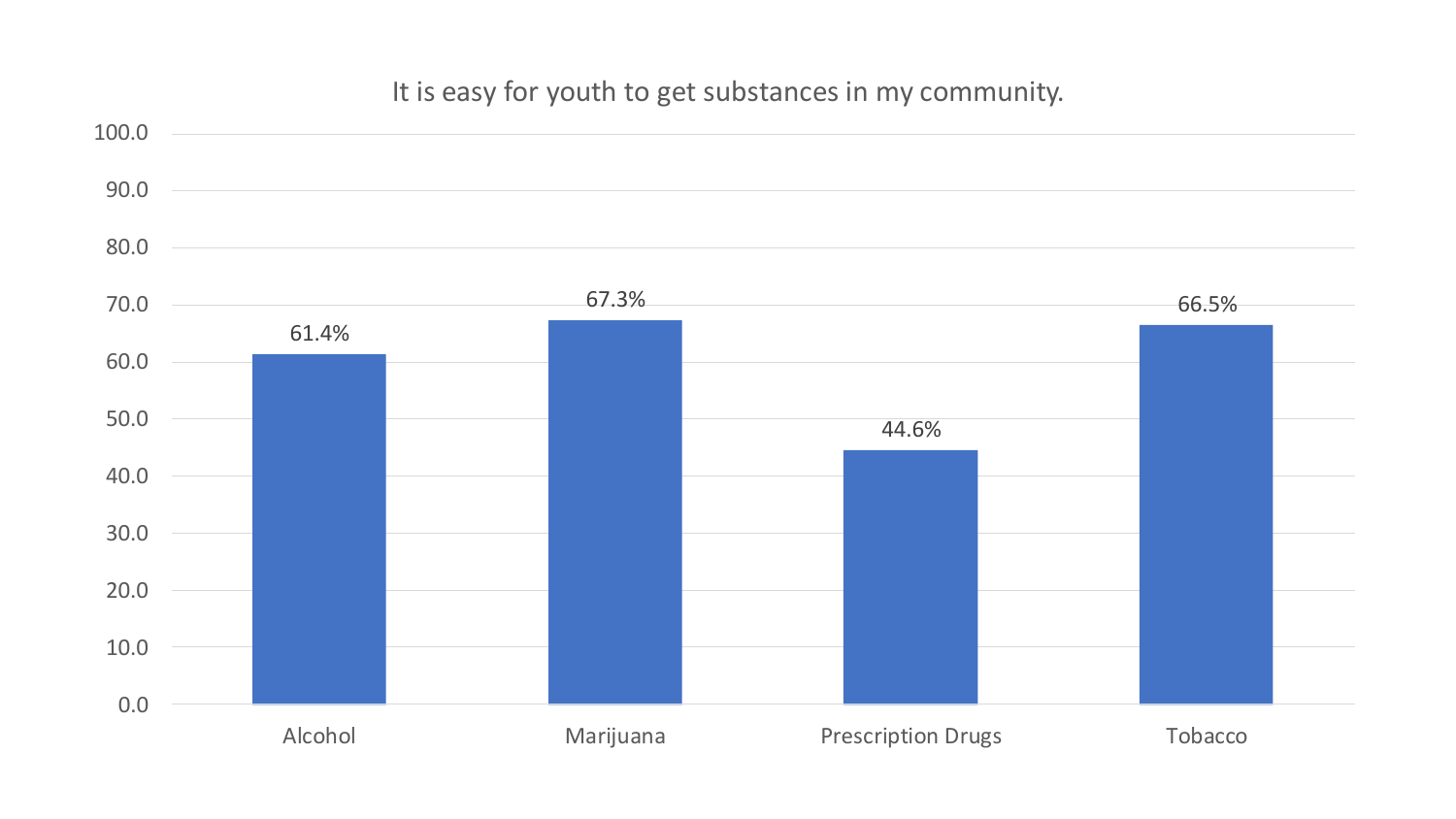## It is easy for youth to get substances in my community.

| Substance | Percent |
| --- | --- |
| Alcohol | 61.4% |
| Marijuana | 67.3% |
| Prescription Drugs | 44.6% |
| Tobacco | 66.5% |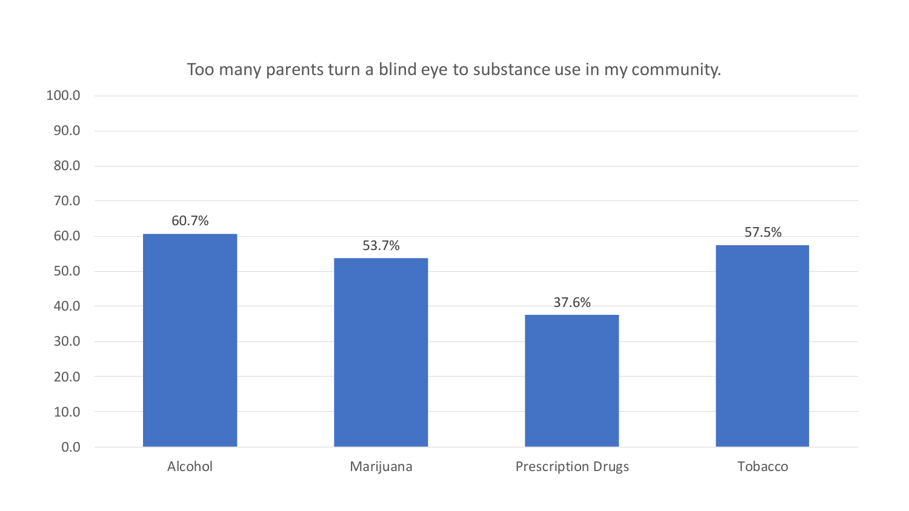Too many parents turn a blind eye to substance use in my community.

| Substance | Percent |
| --- | --- |
| Alcohol | 60.7% |
| Marijuana | 53.7% |
| Prescription Drugs | 37.6% |
| Tobacco | 57.5% |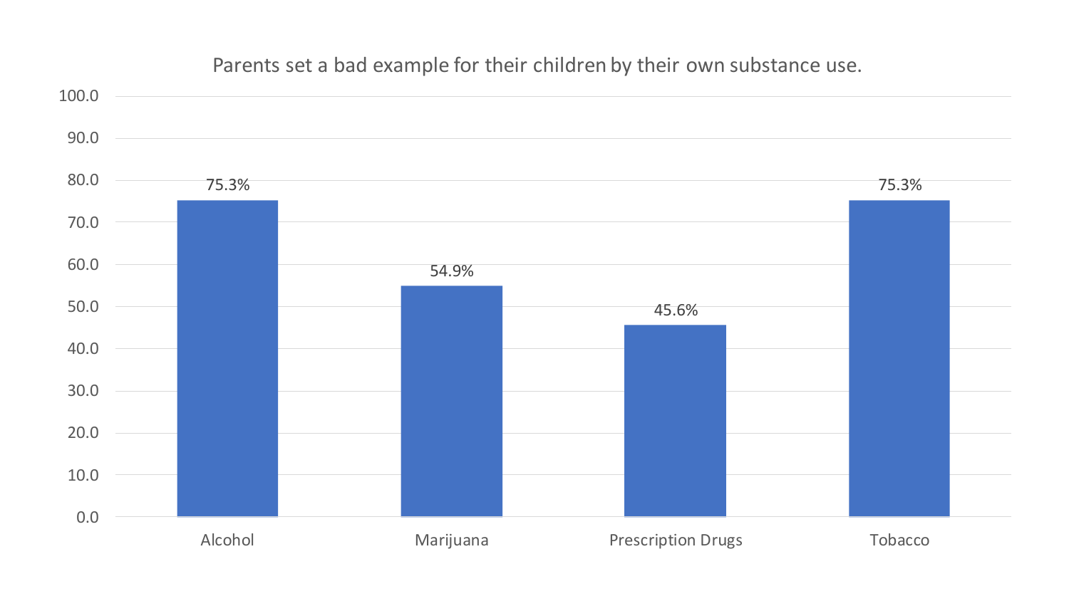Parents set a bad example for their children by their own substance use.

| Substance | Percentage |
| --- | --- |
| Alcohol | 75.3% |
| Marijuana | 54.9% |
| Prescription Drugs | 45.6% |
| Tobacco | 75.3% |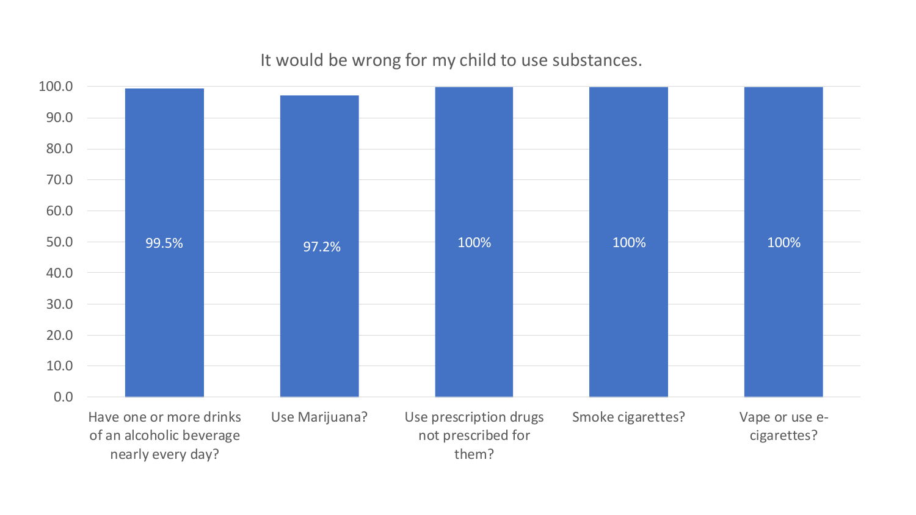## It would be wrong for my child to use substances.

| Item | Percent |
| --- | --- |
| Have one or more drinks of an alcoholic beverage nearly every day? | 99.5% |
| Use Marijuana? | 97.2% |
| Use prescription drugs not prescribed for them? | 100% |
| Smoke cigarettes? | 100% |
| Vape or use e-cigarettes? | 100% |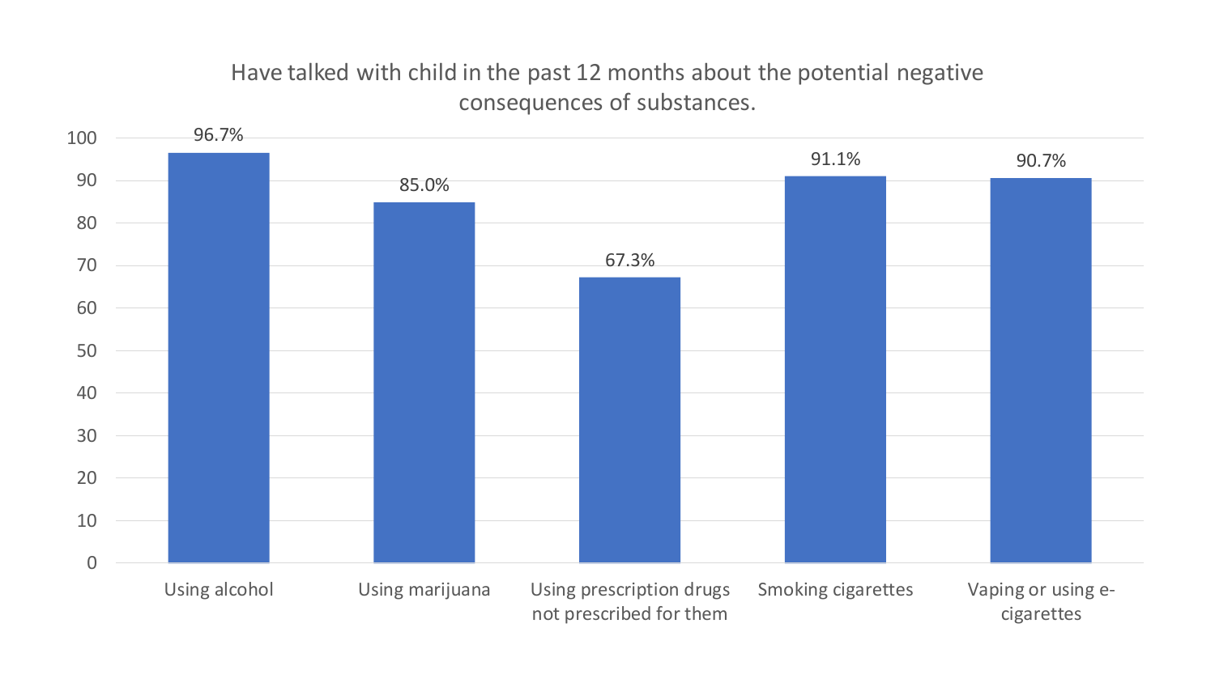## Have talked with child in the past 12 months about the potential negative consequences of substances.

| Substance | Percent |
| --- | --- |
| Using alcohol | 96.7% |
| Using marijuana | 85.0% |
| Using prescription drugs not prescribed for them | 67.3% |
| Smoking cigarettes | 91.1% |
| Vaping or using e-cigarettes | 90.7% |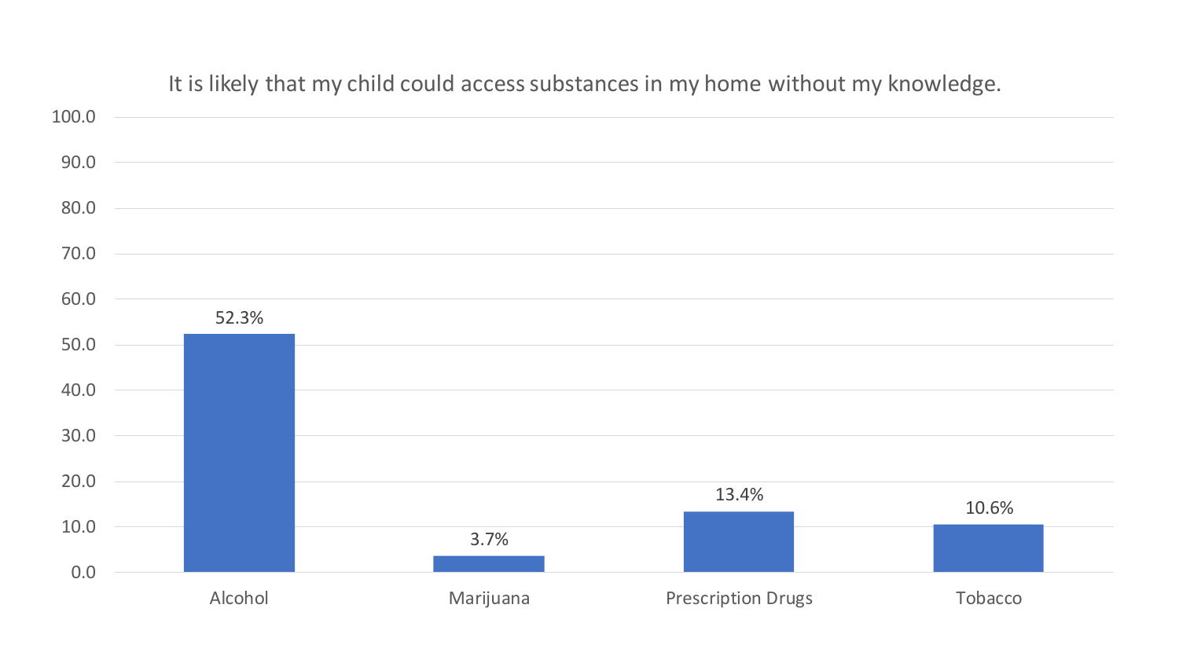## It is likely that my child could access substances in my home without my knowledge.

| Substance | Percentage |
| --- | --- |
| Alcohol | 52.3% |
| Marijuana | 3.7% |
| Prescription Drugs | 13.4% |
| Tobacco | 10.6% |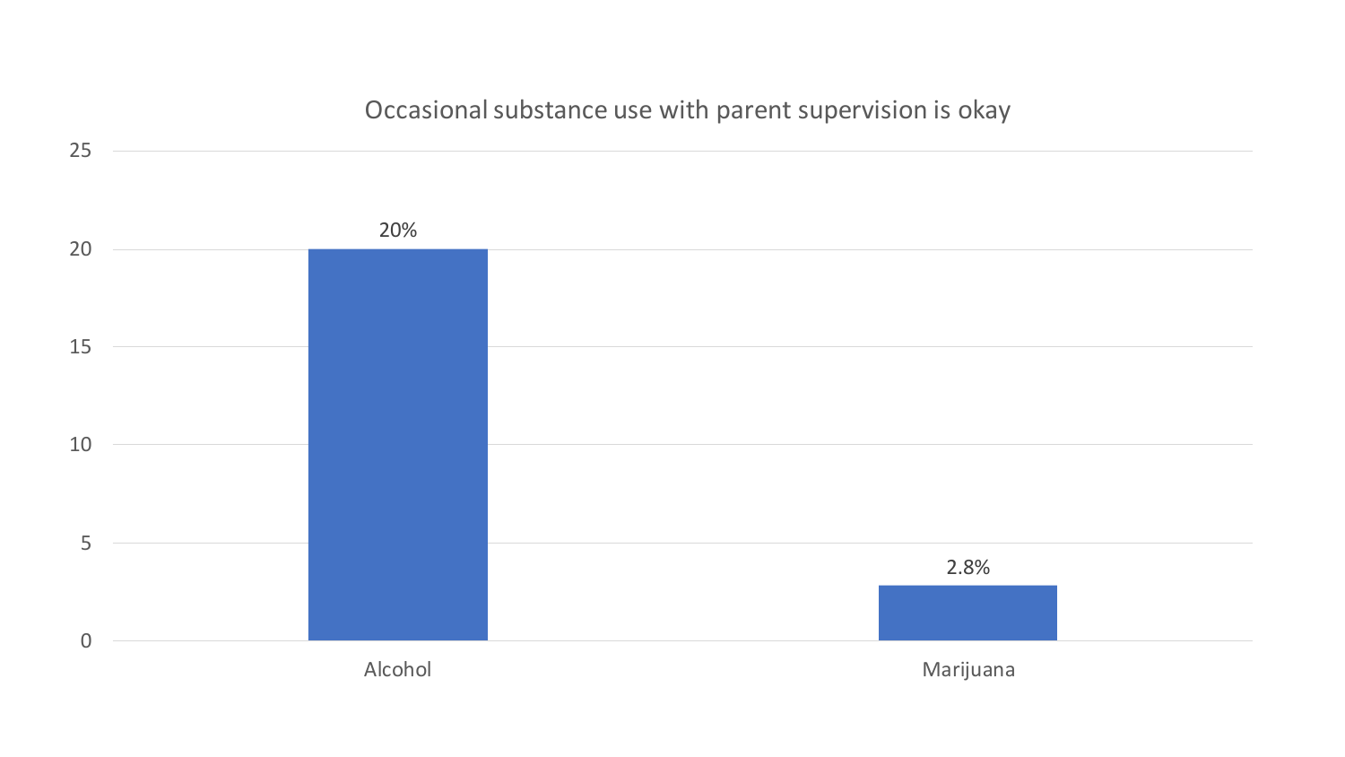Occasional substance use with parent supervision is okay

25

20

15

10

5

0

20%

2.8%

Alcohol

Marijuana